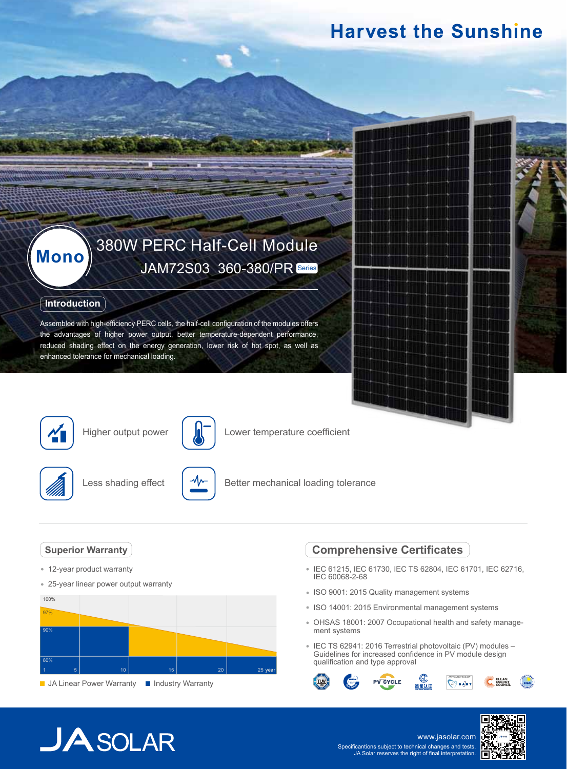# Harvest the Sunshine

## Mono 380W PERC Half-Cell Module

### JAM72S03 360-380/PR Series

## Introduction

Assembled with high-efficiency PERC cells, the half-cell configuration of the modules offers the advantages of higher power output, better temperature-dependent performance, reduced shading effect on the energy generation, lower risk of hot spot, as well as enhanced tolerance for mechanical loading.

- Higher output power
- Lower temperature coefficient
- Less shading effect
- Better mechanical loading tolerance

## Superior Warranty

- 12-year product warranty
- 25-year linear power output warranty

100%
97%
90%
80%

1 5 10 15 20 25 year

JA Linear Power Warranty   Industry Warranty

## Comprehensive Certificates

- IEC 61215, IEC 61730, IEC TS 62804, IEC 61701, IEC 62716, IEC 60068-2-68
- ISO 9001: 2015 Quality management systems
- ISO 14001: 2015 Environmental management systems
- OHSAS 18001: 2007 Occupational health and safety management systems
- IEC TS 62941: 2016 Terrestrial photovoltaic (PV) modules – Guidelines for increased confidence in PV module design qualification and type approval

JA SOLAR

www.jasolar.com

Specificantions subject to technical changes and tests. JA Solar reserves the right of final interpretation.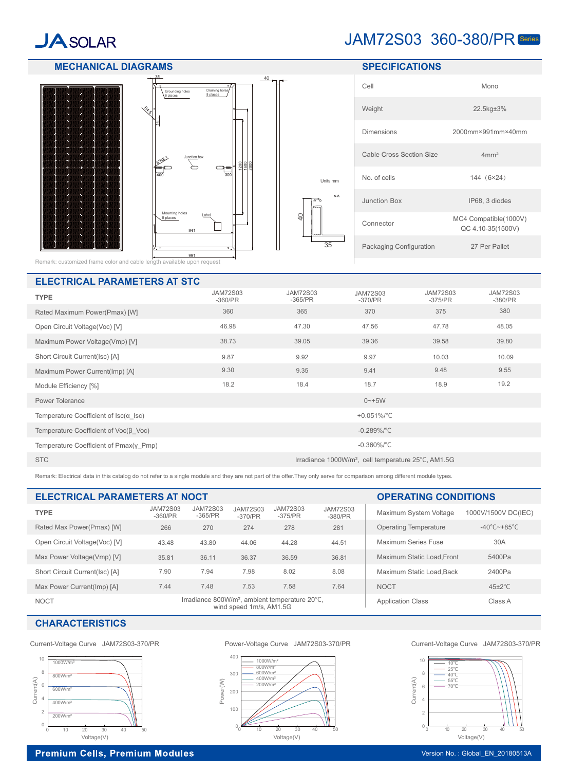# JA SOLAR

# JAM72S03 360-380/PR Series

## MECHANICAL DIAGRAMS

35

Grounding holes 6 places

Draining holes 8 places

R4.5

14

Junction box

6*R2.1

400

300

1200

1600

2000

Mounting holes 8 places

Label

941

991

40

Units:mm

A-A

40

35

Remark: customized frame color and cable length available upon request

## SPECIFICATIONS

| | |
|---|---|
| Cell | Mono |
| Weight | 22.5kg±3% |
| Dimensions | 2000mm×991mm×40mm |
| Cable Cross Section Size | 4mm² |
| No. of cells | 144（6×24） |
| Junction Box | IP68, 3 diodes |
| Connector | MC4 Compatible(1000V)<br>QC 4.10-35(1500V) |
| Packaging Configuration | 27 Per Pallet |

## ELECTRICAL PARAMETERS AT STC

| TYPE | JAM72S03 -360/PR | JAM72S03 -365/PR | JAM72S03 -370/PR | JAM72S03 -375/PR | JAM72S03 -380/PR |
|---|---|---|---|---|---|
| Rated Maximum Power(Pmax) [W] | 360 | 365 | 370 | 375 | 380 |
| Open Circuit Voltage(Voc) [V] | 46.98 | 47.30 | 47.56 | 47.78 | 48.05 |
| Maximum Power Voltage(Vmp) [V] | 38.73 | 39.05 | 39.36 | 39.58 | 39.80 |
| Short Circuit Current(Isc) [A] | 9.87 | 9.92 | 9.97 | 10.03 | 10.09 |
| Maximum Power Current(Imp) [A] | 9.30 | 9.35 | 9.41 | 9.48 | 9.55 |
| Module Efficiency [%] | 18.2 | 18.4 | 18.7 | 18.9 | 19.2 |
| Power Tolerance | 0~+5W | | | | |
| Temperature Coefficient of Isc(α_Isc) | +0.051%/°C | | | | |
| Temperature Coefficient of Voc(β_Voc) | -0.289%/°C | | | | |
| Temperature Coefficient of Pmax(γ_Pmp) | -0.360%/°C | | | | |
| STC | Irradiance 1000W/m², cell temperature 25°C, AM1.5G | | | | |

Remark: Electrical data in this catalog do not refer to a single module and they are not part of the offer.They only serve for comparison among different module types.

## ELECTRICAL PARAMETERS AT NOCT

| TYPE | JAM72S03 -360/PR | JAM72S03 -365/PR | JAM72S03 -370/PR | JAM72S03 -375/PR | JAM72S03 -380/PR |
|---|---|---|---|---|---|
| Rated Max Power(Pmax) [W] | 266 | 270 | 274 | 278 | 281 |
| Open Circuit Voltage(Voc) [V] | 43.48 | 43.80 | 44.06 | 44.28 | 44.51 |
| Max Power Voltage(Vmp) [V] | 35.81 | 36.11 | 36.37 | 36.59 | 36.81 |
| Short Circuit Current(Isc) [A] | 7.90 | 7.94 | 7.98 | 8.02 | 8.08 |
| Max Power Current(Imp) [A] | 7.44 | 7.48 | 7.53 | 7.58 | 7.64 |
| NOCT | Irradiance 800W/m², ambient temperature 20°C, wind speed 1m/s, AM1.5G | | | | |

## OPERATING CONDITIONS

| | |
|---|---|
| Maximum System Voltage | 1000V/1500V DC(IEC) |
| Operating Temperature | -40°C~+85°C |
| Maximum Series Fuse | 30A |
| Maximum Static Load,Front | 5400Pa |
| Maximum Static Load,Back | 2400Pa |
| NOCT | 45±2°C |
| Application Class | Class A |

## CHARACTERISTICS

Current-Voltage Curve JAM72S03-370/PR

Current(A)

Voltage(V)

1000W/m²
800W/m²
600W/m²
400W/m²
200W/m²

0 10 20 30 40 50

0 2 4 6 8 10

Power-Voltage Curve JAM72S03-370/PR

Power(W)

Voltage(V)

1000W/m²
800W/m²
600W/m²
400W/m²
200W/m²

0 10 20 30 40 50

0 100 200 300 400

Current-Voltage Curve JAM72S03-370/PR

Current(A)

Voltage(V)

10°C
25°C
40°C
55°C
70°C

0 10 20 30 40 50

0 2 4 6 8 10

**Premium Cells, Premium Modules**

Version No. : Global_EN_20180513A